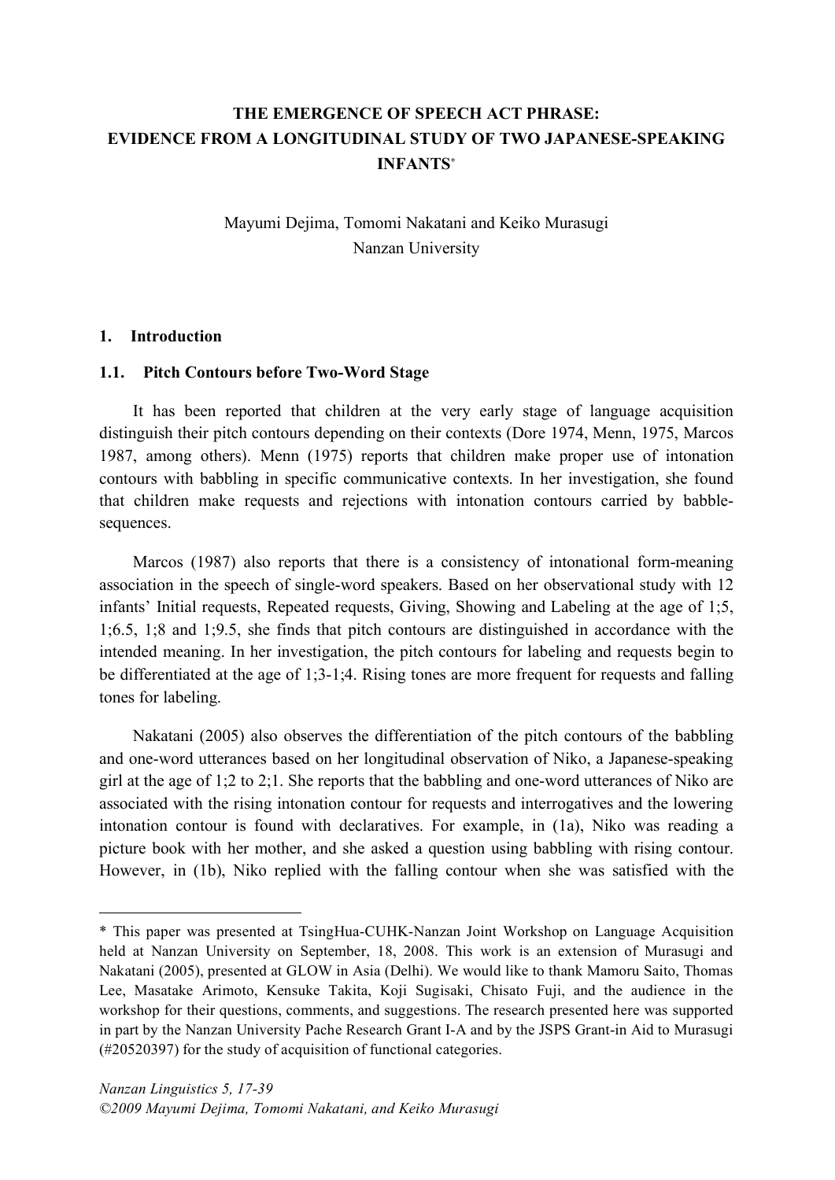# THE EMERGENCE OF SPEECH ACT PHRASE: EVIDENCE FROM A LONGITUDINAL STUDY OF TWO JAPANESE-SPEAKING INFANTS*

Mayumi Dejima, Tomomi Nakatani and Keiko Murasugi
Nanzan University

## 1. Introduction

### 1.1. Pitch Contours before Two-Word Stage

It has been reported that children at the very early stage of language acquisition distinguish their pitch contours depending on their contexts (Dore 1974, Menn, 1975, Marcos 1987, among others). Menn (1975) reports that children make proper use of intonation contours with babbling in specific communicative contexts. In her investigation, she found that children make requests and rejections with intonation contours carried by babble-sequences.

Marcos (1987) also reports that there is a consistency of intonational form-meaning association in the speech of single-word speakers. Based on her observational study with 12 infants' Initial requests, Repeated requests, Giving, Showing and Labeling at the age of 1;5, 1;6.5, 1;8 and 1;9.5, she finds that pitch contours are distinguished in accordance with the intended meaning. In her investigation, the pitch contours for labeling and requests begin to be differentiated at the age of 1;3-1;4. Rising tones are more frequent for requests and falling tones for labeling.

Nakatani (2005) also observes the differentiation of the pitch contours of the babbling and one-word utterances based on her longitudinal observation of Niko, a Japanese-speaking girl at the age of 1;2 to 2;1. She reports that the babbling and one-word utterances of Niko are associated with the rising intonation contour for requests and interrogatives and the lowering intonation contour is found with declaratives. For example, in (1a), Niko was reading a picture book with her mother, and she asked a question using babbling with rising contour. However, in (1b), Niko replied with the falling contour when she was satisfied with the

---

\* This paper was presented at TsingHua-CUHK-Nanzan Joint Workshop on Language Acquisition held at Nanzan University on September, 18, 2008. This work is an extension of Murasugi and Nakatani (2005), presented at GLOW in Asia (Delhi). We would like to thank Mamoru Saito, Thomas Lee, Masatake Arimoto, Kensuke Takita, Koji Sugisaki, Chisato Fuji, and the audience in the workshop for their questions, comments, and suggestions. The research presented here was supported in part by the Nanzan University Pache Research Grant I-A and by the JSPS Grant-in Aid to Murasugi (#20520397) for the study of acquisition of functional categories.

*©2009 Mayumi Dejima, Tomomi Nakatani, and Keiko Murasugi*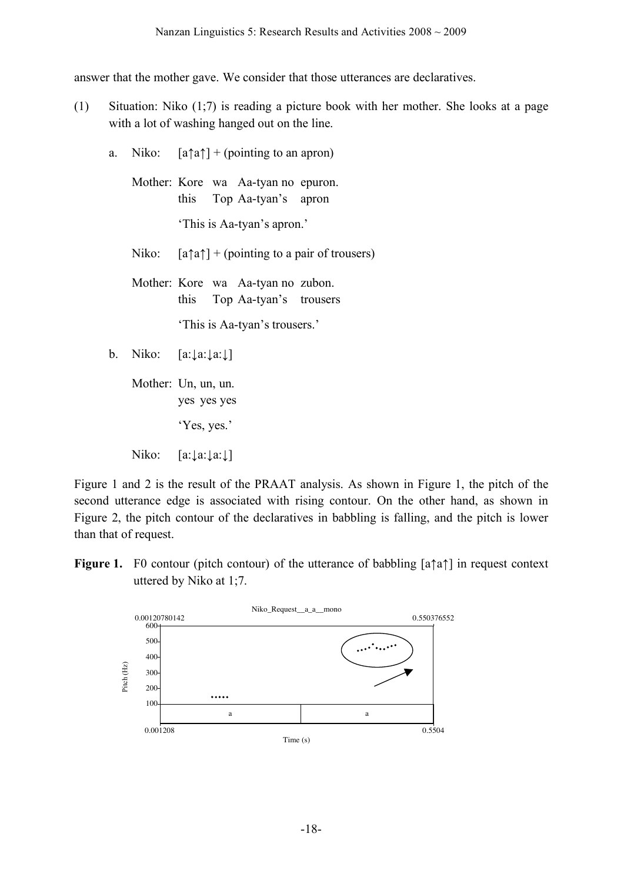answer that the mother gave. We consider that those utterances are declaratives.

(1) Situation: Niko (1;7) is reading a picture book with her mother. She looks at a page with a lot of washing hanged out on the line.

a. Niko: [a↑a↑] + (pointing to an apron)

Mother: Kore wa Aa-tyan no epuron.
this Top Aa-tyan's apron
'This is Aa-tyan's apron.'

Niko: [a↑a↑] + (pointing to a pair of trousers)

Mother: Kore wa Aa-tyan no zubon.
this Top Aa-tyan's trousers
'This is Aa-tyan's trousers.'

b. Niko: [a:↓a:↓a:↓]

Mother: Un, un, un.
yes yes yes
'Yes, yes.'

Niko: [a:↓a:↓a:↓]

Figure 1 and 2 is the result of the PRAAT analysis. As shown in Figure 1, the pitch of the second utterance edge is associated with rising contour. On the other hand, as shown in Figure 2, the pitch contour of the declaratives in babbling is falling, and the pitch is lower than that of request.

**Figure 1.** F0 contour (pitch contour) of the utterance of babbling [a↑a↑] in request context uttered by Niko at 1;7.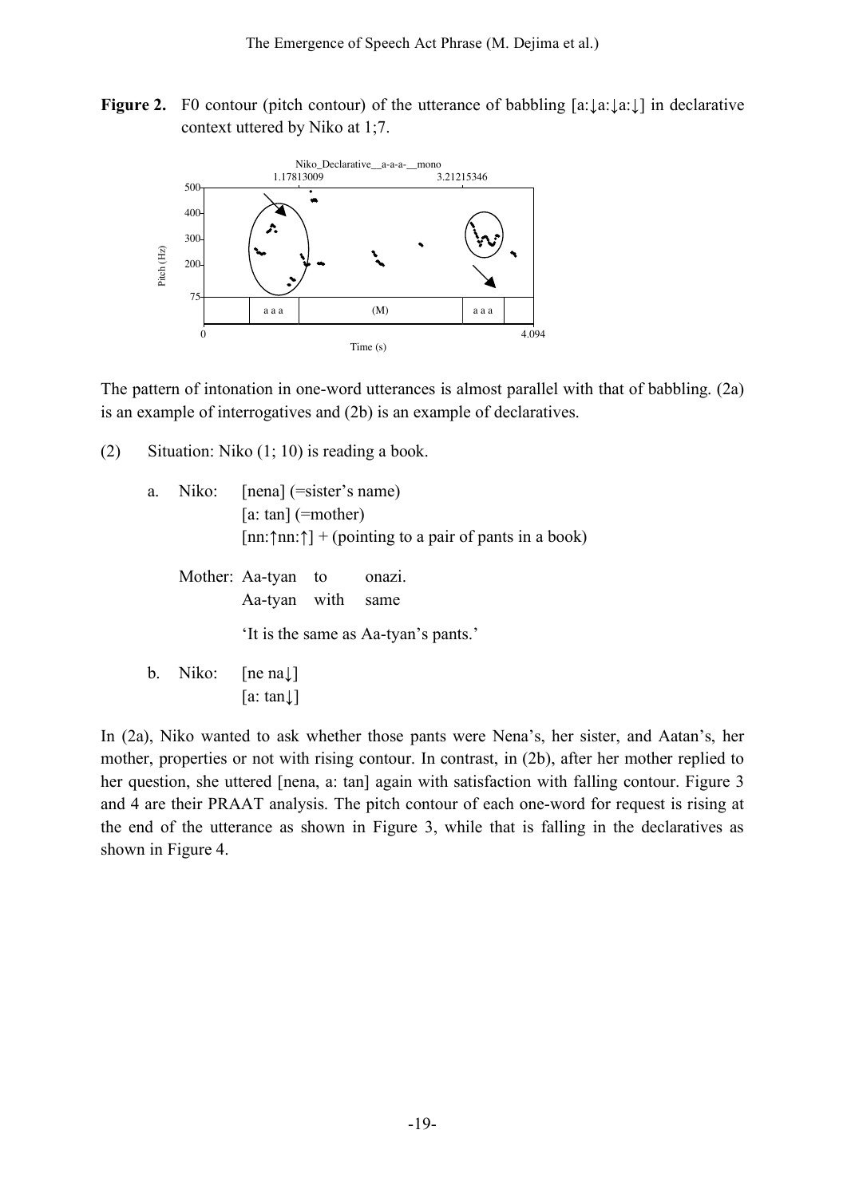**Figure 2.** F0 contour (pitch contour) of the utterance of babbling [a:↓a:↓a:↓] in declarative context uttered by Niko at 1;7.

The pattern of intonation in one-word utterances is almost parallel with that of babbling. (2a) is an example of interrogatives and (2b) is an example of declaratives.

(2) Situation: Niko (1; 10) is reading a book.

a. Niko: [nena] (=sister's name)
[a: tan] (=mother)
[nn:↑nn:↑] + (pointing to a pair of pants in a book)

Mother: Aa-tyan to onazi.
Aa-tyan with same

'It is the same as Aa-tyan's pants.'

b. Niko: [ne na↓]
[a: tan↓]

In (2a), Niko wanted to ask whether those pants were Nena's, her sister, and Aatan's, her mother, properties or not with rising contour. In contrast, in (2b), after her mother replied to her question, she uttered [nena, a: tan] again with satisfaction with falling contour. Figure 3 and 4 are their PRAAT analysis. The pitch contour of each one-word for request is rising at the end of the utterance as shown in Figure 3, while that is falling in the declaratives as shown in Figure 4.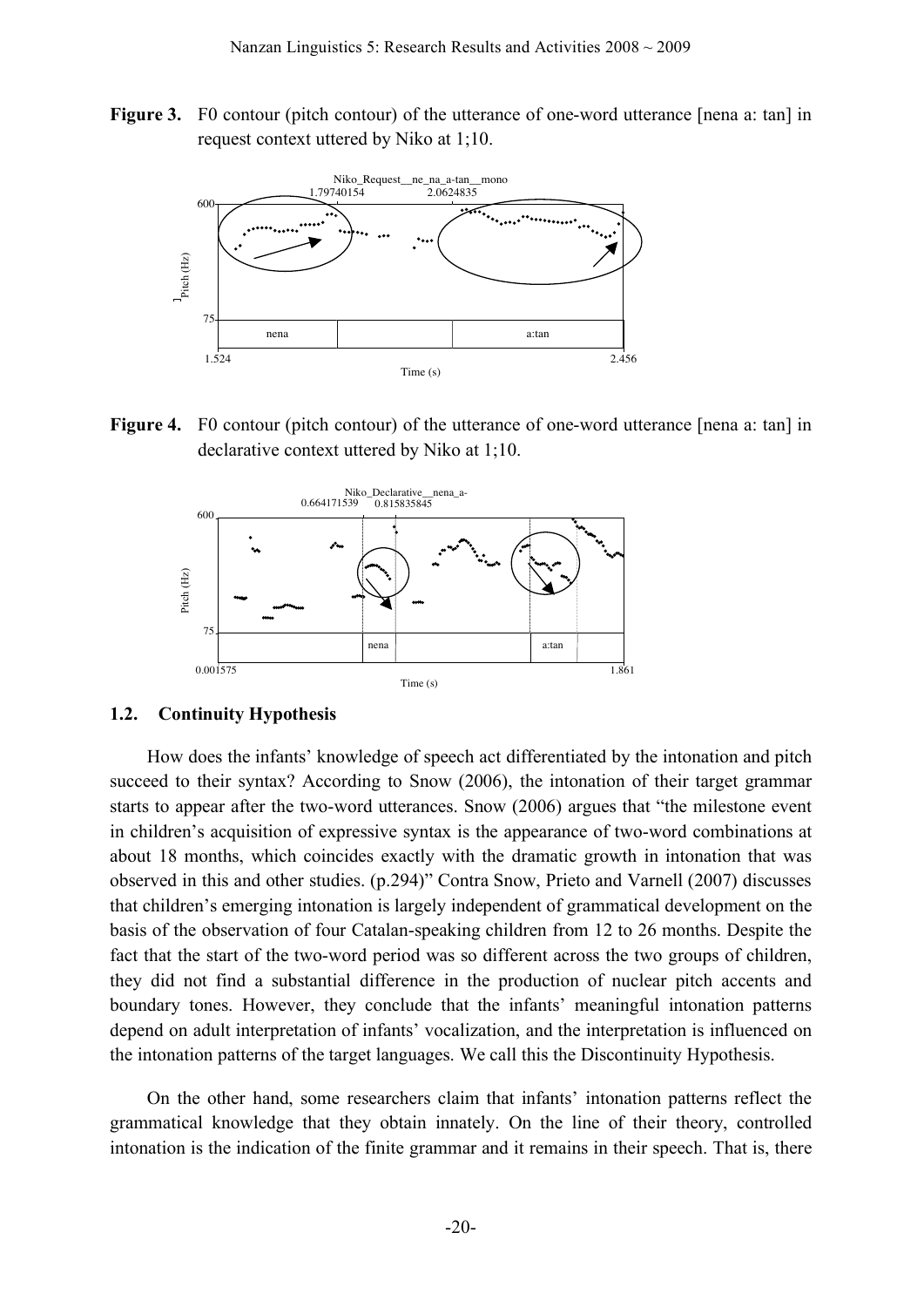**Figure 3.** F0 contour (pitch contour) of the utterance of one-word utterance [nena a: tan] in request context uttered by Niko at 1;10.

**Figure 4.** F0 contour (pitch contour) of the utterance of one-word utterance [nena a: tan] in declarative context uttered by Niko at 1;10.

### 1.2. Continuity Hypothesis

How does the infants' knowledge of speech act differentiated by the intonation and pitch succeed to their syntax? According to Snow (2006), the intonation of their target grammar starts to appear after the two-word utterances. Snow (2006) argues that "the milestone event in children's acquisition of expressive syntax is the appearance of two-word combinations at about 18 months, which coincides exactly with the dramatic growth in intonation that was observed in this and other studies. (p.294)" Contra Snow, Prieto and Varnell (2007) discusses that children's emerging intonation is largely independent of grammatical development on the basis of the observation of four Catalan-speaking children from 12 to 26 months. Despite the fact that the start of the two-word period was so different across the two groups of children, they did not find a substantial difference in the production of nuclear pitch accents and boundary tones. However, they conclude that the infants' meaningful intonation patterns depend on adult interpretation of infants' vocalization, and the interpretation is influenced on the intonation patterns of the target languages. We call this the Discontinuity Hypothesis.

On the other hand, some researchers claim that infants' intonation patterns reflect the grammatical knowledge that they obtain innately. On the line of their theory, controlled intonation is the indication of the finite grammar and it remains in their speech. That is, there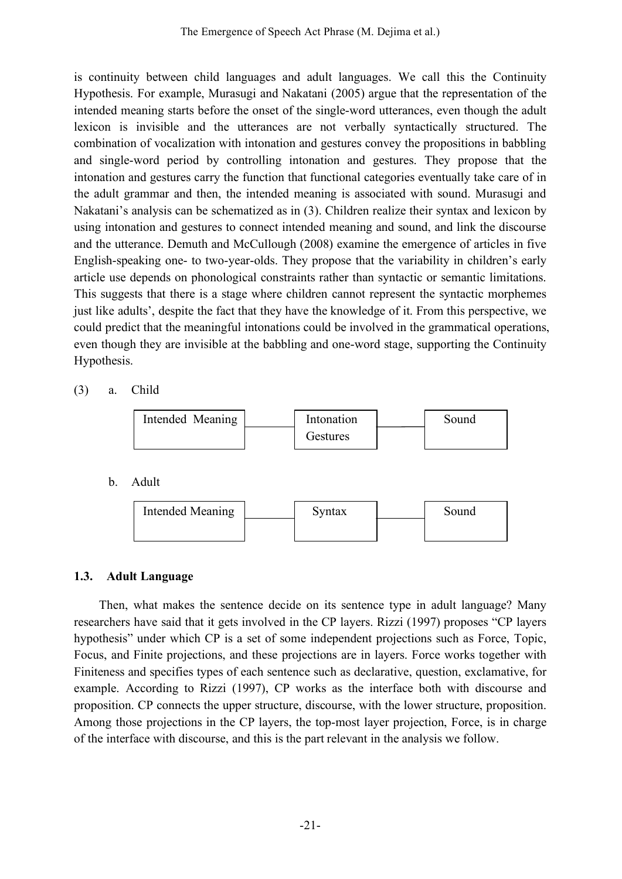is continuity between child languages and adult languages. We call this the Continuity Hypothesis. For example, Murasugi and Nakatani (2005) argue that the representation of the intended meaning starts before the onset of the single-word utterances, even though the adult lexicon is invisible and the utterances are not verbally syntactically structured. The combination of vocalization with intonation and gestures convey the propositions in babbling and single-word period by controlling intonation and gestures. They propose that the intonation and gestures carry the function that functional categories eventually take care of in the adult grammar and then, the intended meaning is associated with sound. Murasugi and Nakatani's analysis can be schematized as in (3). Children realize their syntax and lexicon by using intonation and gestures to connect intended meaning and sound, and link the discourse and the utterance. Demuth and McCullough (2008) examine the emergence of articles in five English-speaking one- to two-year-olds. They propose that the variability in children's early article use depends on phonological constraints rather than syntactic or semantic limitations. This suggests that there is a stage where children cannot represent the syntactic morphemes just like adults', despite the fact that they have the knowledge of it. From this perspective, we could predict that the meaningful intonations could be involved in the grammatical operations, even though they are invisible at the babbling and one-word stage, supporting the Continuity Hypothesis.

(3) a. Child

| Intended Meaning | — | Intonation / Gestures | — | Sound |
|---|---|---|---|---|

b. Adult

| Intended Meaning | — | Syntax | — | Sound |
|---|---|---|---|---|

### 1.3. Adult Language

Then, what makes the sentence decide on its sentence type in adult language? Many researchers have said that it gets involved in the CP layers. Rizzi (1997) proposes "CP layers hypothesis" under which CP is a set of some independent projections such as Force, Topic, Focus, and Finite projections, and these projections are in layers. Force works together with Finiteness and specifies types of each sentence such as declarative, question, exclamative, for example. According to Rizzi (1997), CP works as the interface both with discourse and proposition. CP connects the upper structure, discourse, with the lower structure, proposition. Among those projections in the CP layers, the top-most layer projection, Force, is in charge of the interface with discourse, and this is the part relevant in the analysis we follow.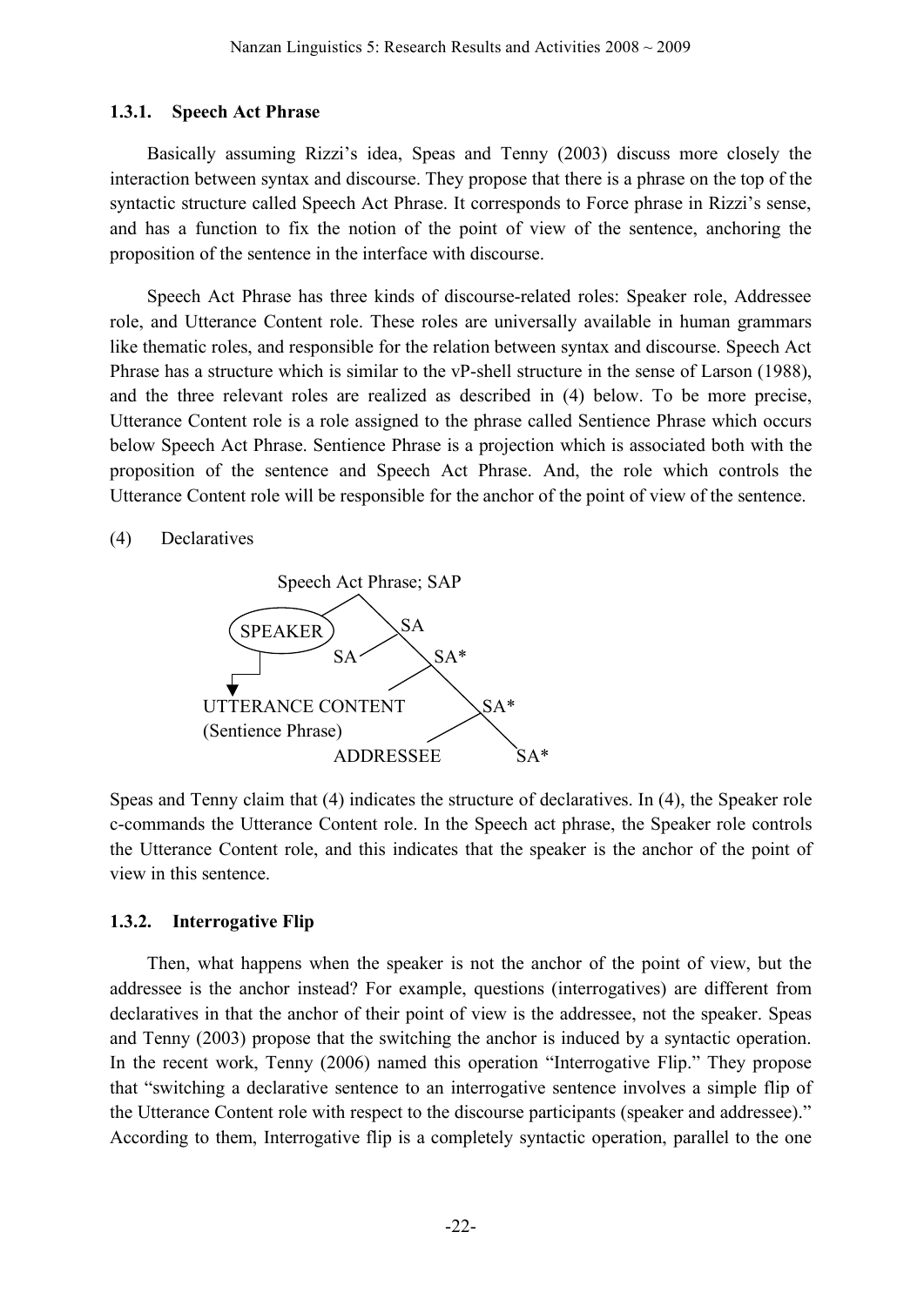### 1.3.1. Speech Act Phrase

Basically assuming Rizzi's idea, Speas and Tenny (2003) discuss more closely the interaction between syntax and discourse. They propose that there is a phrase on the top of the syntactic structure called Speech Act Phrase. It corresponds to Force phrase in Rizzi's sense, and has a function to fix the notion of the point of view of the sentence, anchoring the proposition of the sentence in the interface with discourse.

Speech Act Phrase has three kinds of discourse-related roles: Speaker role, Addressee role, and Utterance Content role. These roles are universally available in human grammars like thematic roles, and responsible for the relation between syntax and discourse. Speech Act Phrase has a structure which is similar to the vP-shell structure in the sense of Larson (1988), and the three relevant roles are realized as described in (4) below. To be more precise, Utterance Content role is a role assigned to the phrase called Sentience Phrase which occurs below Speech Act Phrase. Sentience Phrase is a projection which is associated both with the proposition of the sentence and Speech Act Phrase. And, the role which controls the Utterance Content role will be responsible for the anchor of the point of view of the sentence.

(4) Declaratives

```
Speech Act Phrase; SAP
├── (SPEAKER) ──────────────┐ (controls)
└── SA                      │
    ├── SA                  ▼
    └── SA*
        ├── UTTERANCE CONTENT
        │   (Sentience Phrase)
        └── SA*
            ├── ADDRESSEE
            └── SA*
```

Speas and Tenny claim that (4) indicates the structure of declaratives. In (4), the Speaker role c-commands the Utterance Content role. In the Speech act phrase, the Speaker role controls the Utterance Content role, and this indicates that the speaker is the anchor of the point of view in this sentence.

### 1.3.2. Interrogative Flip

Then, what happens when the speaker is not the anchor of the point of view, but the addressee is the anchor instead? For example, questions (interrogatives) are different from declaratives in that the anchor of their point of view is the addressee, not the speaker. Speas and Tenny (2003) propose that the switching the anchor is induced by a syntactic operation. In the recent work, Tenny (2006) named this operation "Interrogative Flip." They propose that "switching a declarative sentence to an interrogative sentence involves a simple flip of the Utterance Content role with respect to the discourse participants (speaker and addressee)." According to them, Interrogative flip is a completely syntactic operation, parallel to the one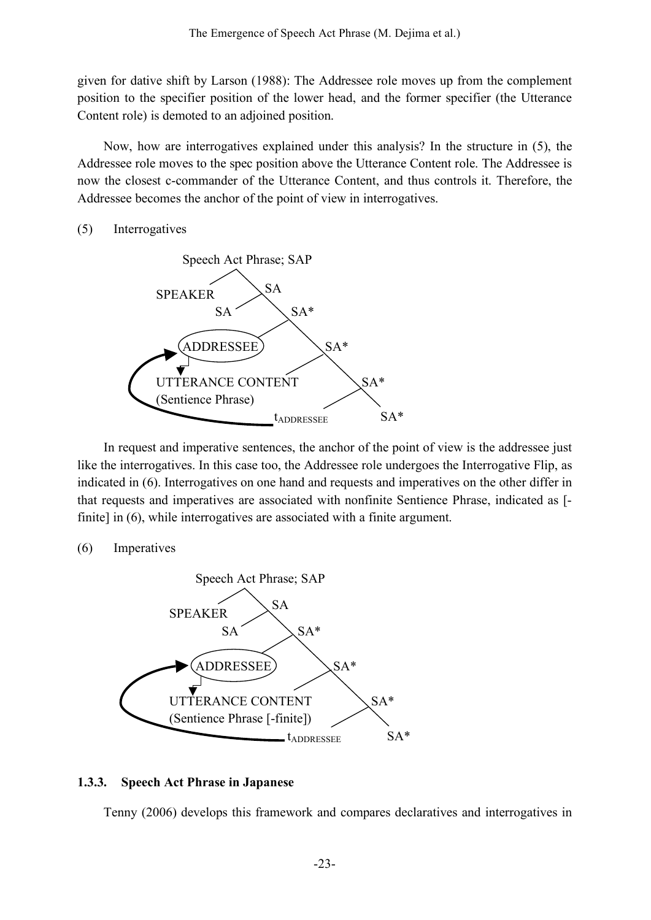given for dative shift by Larson (1988): The Addressee role moves up from the complement position to the specifier position of the lower head, and the former specifier (the Utterance Content role) is demoted to an adjoined position.

Now, how are interrogatives explained under this analysis? In the structure in (5), the Addressee role moves to the spec position above the Utterance Content role. The Addressee is now the closest c-commander of the Utterance Content, and thus controls it. Therefore, the Addressee becomes the anchor of the point of view in interrogatives.

(5) Interrogatives

```
Speech Act Phrase; SAP
├── SPEAKER
└── SA
    ├── SA
    └── SA*
        ├── (ADDRESSEE)
        └── SA*
            ├── UTTERANCE CONTENT
            │   (Sentience Phrase)
            └── SA*
                ├── t_ADDRESSEE
                └── SA*
```

In request and imperative sentences, the anchor of the point of view is the addressee just like the interrogatives. In this case too, the Addressee role undergoes the Interrogative Flip, as indicated in (6). Interrogatives on one hand and requests and imperatives on the other differ in that requests and imperatives are associated with nonfinite Sentience Phrase, indicated as [-finite] in (6), while interrogatives are associated with a finite argument.

(6) Imperatives

```
Speech Act Phrase; SAP
├── SPEAKER
└── SA
    ├── SA
    └── SA*
        ├── (ADDRESSEE)
        └── SA*
            ├── UTTERANCE CONTENT
            │   (Sentience Phrase [-finite])
            └── SA*
                ├── t_ADDRESSEE
                └── SA*
```

### 1.3.3. Speech Act Phrase in Japanese

Tenny (2006) develops this framework and compares declaratives and interrogatives in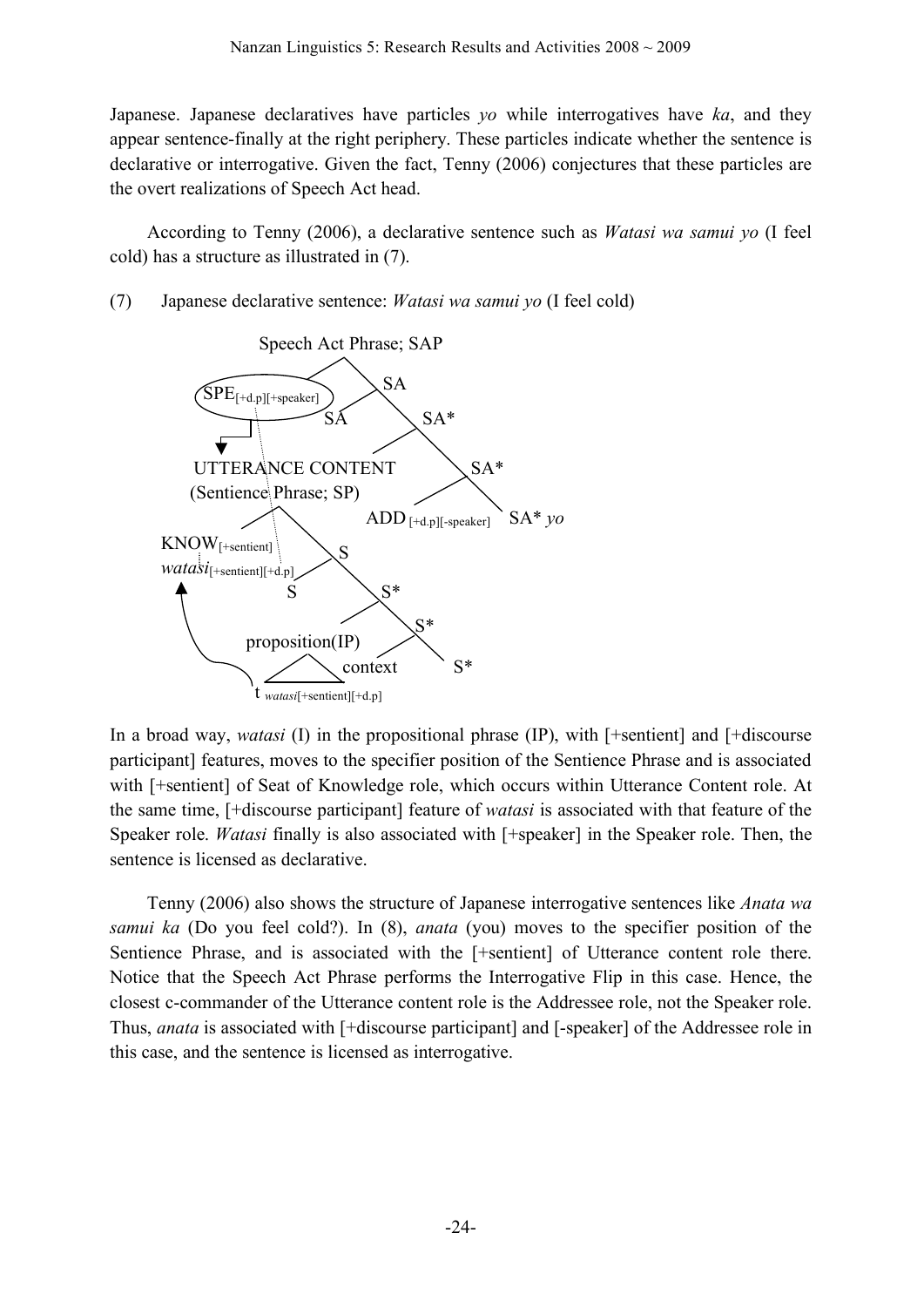Japanese. Japanese declaratives have particles *yo* while interrogatives have *ka*, and they appear sentence-finally at the right periphery. These particles indicate whether the sentence is declarative or interrogative. Given the fact, Tenny (2006) conjectures that these particles are the overt realizations of Speech Act head.

According to Tenny (2006), a declarative sentence such as *Watasi wa samui yo* (I feel cold) has a structure as illustrated in (7).

(7) Japanese declarative sentence: *Watasi wa samui yo* (I feel cold)

Speech Act Phrase; SAP

SPE[+d.p][+speaker] SA SA SA*

UTTERANCE CONTENT SA*

(Sentience Phrase; SP)

ADD [+d.p][-speaker] SA* *yo*

KNOW[+sentient] S

*watasi*[+sentient][+d.p]

S S*

S*

proposition(IP)

context S*

t *watasi*[+sentient][+d.p]

In a broad way, *watasi* (I) in the propositional phrase (IP), with [+sentient] and [+discourse participant] features, moves to the specifier position of the Sentience Phrase and is associated with [+sentient] of Seat of Knowledge role, which occurs within Utterance Content role. At the same time, [+discourse participant] feature of *watasi* is associated with that feature of the Speaker role. *Watasi* finally is also associated with [+speaker] in the Speaker role. Then, the sentence is licensed as declarative.

Tenny (2006) also shows the structure of Japanese interrogative sentences like *Anata wa samui ka* (Do you feel cold?). In (8), *anata* (you) moves to the specifier position of the Sentience Phrase, and is associated with the [+sentient] of Utterance content role there. Notice that the Speech Act Phrase performs the Interrogative Flip in this case. Hence, the closest c-commander of the Utterance content role is the Addressee role, not the Speaker role. Thus, *anata* is associated with [+discourse participant] and [-speaker] of the Addressee role in this case, and the sentence is licensed as interrogative.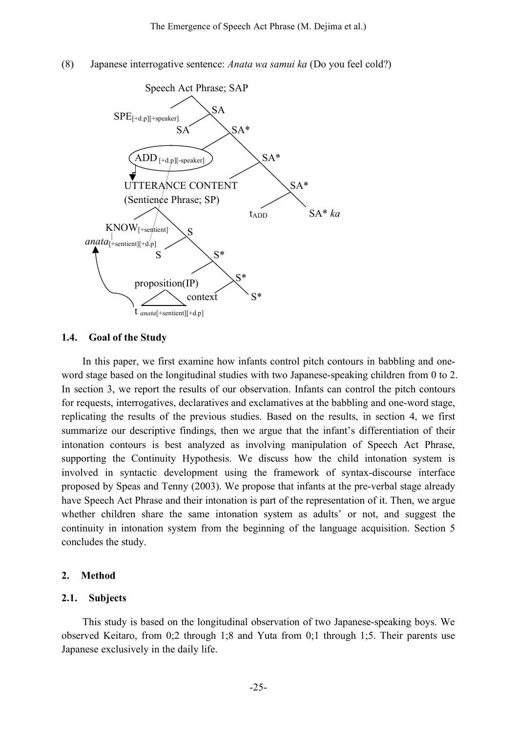(8) Japanese interrogative sentence: *Anata wa samui ka* (Do you feel cold?)

```
Speech Act Phrase; SAP
├── SPE[+d.p][+speaker]
└── SA
    ├── SA
    │   ├── ADD[+d.p][-speaker]
    │   └── SA*
    │       ├── UTTERANCE CONTENT (Sentience Phrase; SP)
    │       │   ├── KNOW[+sentient]
    │       │   │   anata[+sentient][+d.p]
    │       │   └── S
    │       │       ├── S
    │       │       └── S*
    │       │           ├── proposition(IP)
    │       │           │   t anata[+sentient][+d.p]
    │       │           └── S*
    │       │               ├── context
    │       │               └── S*
    │       └── SA*
    │           ├── t_ADD
    │           └── SA* ka
```

### 1.4. Goal of the Study

In this paper, we first examine how infants control pitch contours in babbling and one-word stage based on the longitudinal studies with two Japanese-speaking children from 0 to 2. In section 3, we report the results of our observation. Infants can control the pitch contours for requests, interrogatives, declaratives and exclamatives at the babbling and one-word stage, replicating the results of the previous studies. Based on the results, in section 4, we first summarize our descriptive findings, then we argue that the infant's differentiation of their intonation contours is best analyzed as involving manipulation of Speech Act Phrase, supporting the Continuity Hypothesis. We discuss how the child intonation system is involved in syntactic development using the framework of syntax-discourse interface proposed by Speas and Tenny (2003). We propose that infants at the pre-verbal stage already have Speech Act Phrase and their intonation is part of the representation of it. Then, we argue whether children share the same intonation system as adults' or not, and suggest the continuity in intonation system from the beginning of the language acquisition. Section 5 concludes the study.

## 2. Method

### 2.1. Subjects

This study is based on the longitudinal observation of two Japanese-speaking boys. We observed Keitaro, from 0;2 through 1;8 and Yuta from 0;1 through 1;5. Their parents use Japanese exclusively in the daily life.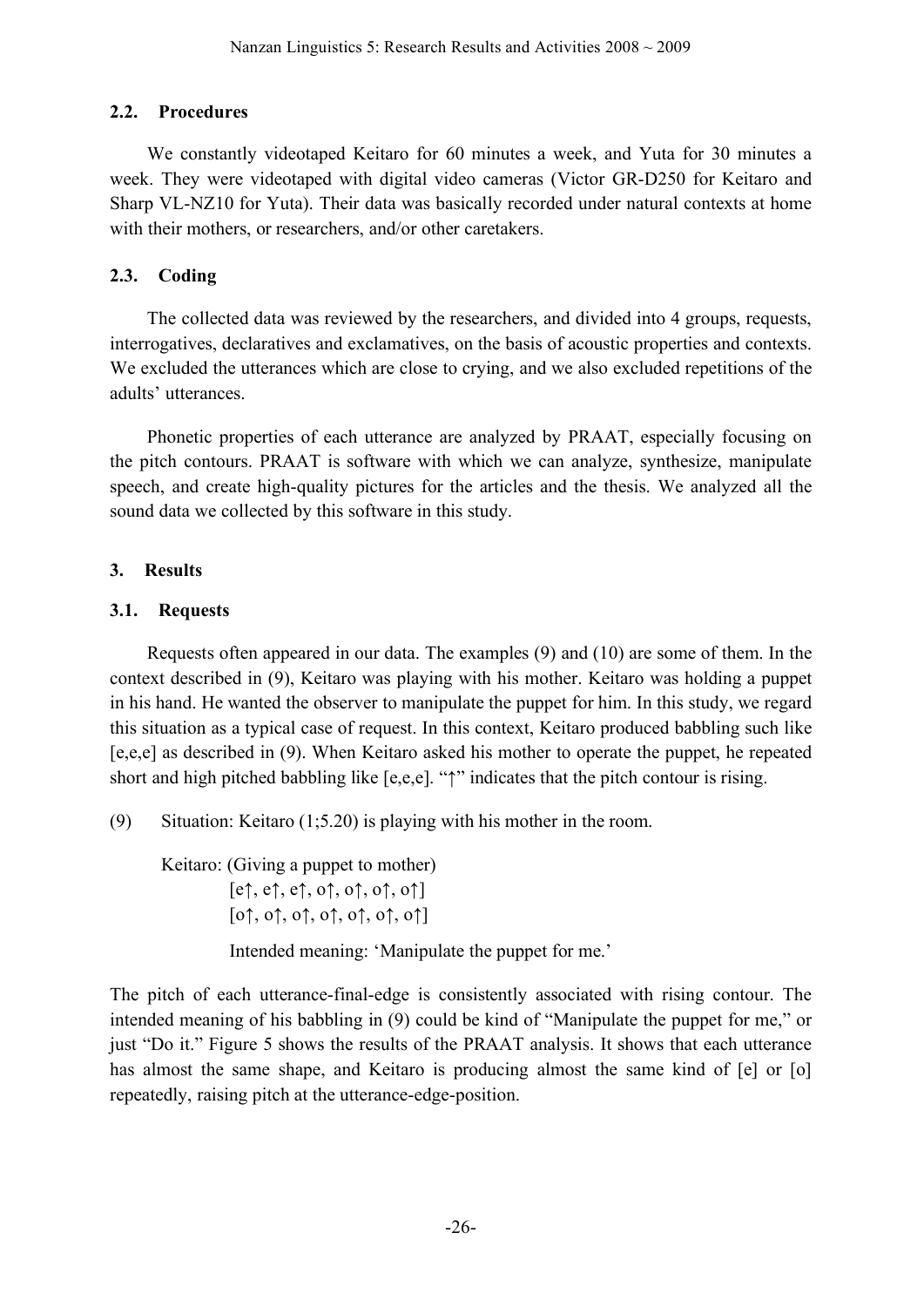### 2.2. Procedures

We constantly videotaped Keitaro for 60 minutes a week, and Yuta for 30 minutes a week. They were videotaped with digital video cameras (Victor GR-D250 for Keitaro and Sharp VL-NZ10 for Yuta). Their data was basically recorded under natural contexts at home with their mothers, or researchers, and/or other caretakers.

### 2.3. Coding

The collected data was reviewed by the researchers, and divided into 4 groups, requests, interrogatives, declaratives and exclamatives, on the basis of acoustic properties and contexts. We excluded the utterances which are close to crying, and we also excluded repetitions of the adults' utterances.

Phonetic properties of each utterance are analyzed by PRAAT, especially focusing on the pitch contours. PRAAT is software with which we can analyze, synthesize, manipulate speech, and create high-quality pictures for the articles and the thesis. We analyzed all the sound data we collected by this software in this study.

## 3. Results

### 3.1. Requests

Requests often appeared in our data. The examples (9) and (10) are some of them. In the context described in (9), Keitaro was playing with his mother. Keitaro was holding a puppet in his hand. He wanted the observer to manipulate the puppet for him. In this study, we regard this situation as a typical case of request. In this context, Keitaro produced babbling such like [e,e,e] as described in (9). When Keitaro asked his mother to operate the puppet, he repeated short and high pitched babbling like [e,e,e]. "↑" indicates that the pitch contour is rising.

(9) Situation: Keitaro (1;5.20) is playing with his mother in the room.

Keitaro: (Giving a puppet to mother)
[e↑, e↑, e↑, o↑, o↑, o↑, o↑]
[o↑, o↑, o↑, o↑, o↑, o↑, o↑]

Intended meaning: 'Manipulate the puppet for me.'

The pitch of each utterance-final-edge is consistently associated with rising contour. The intended meaning of his babbling in (9) could be kind of "Manipulate the puppet for me," or just "Do it." Figure 5 shows the results of the PRAAT analysis. It shows that each utterance has almost the same shape, and Keitaro is producing almost the same kind of [e] or [o] repeatedly, raising pitch at the utterance-edge-position.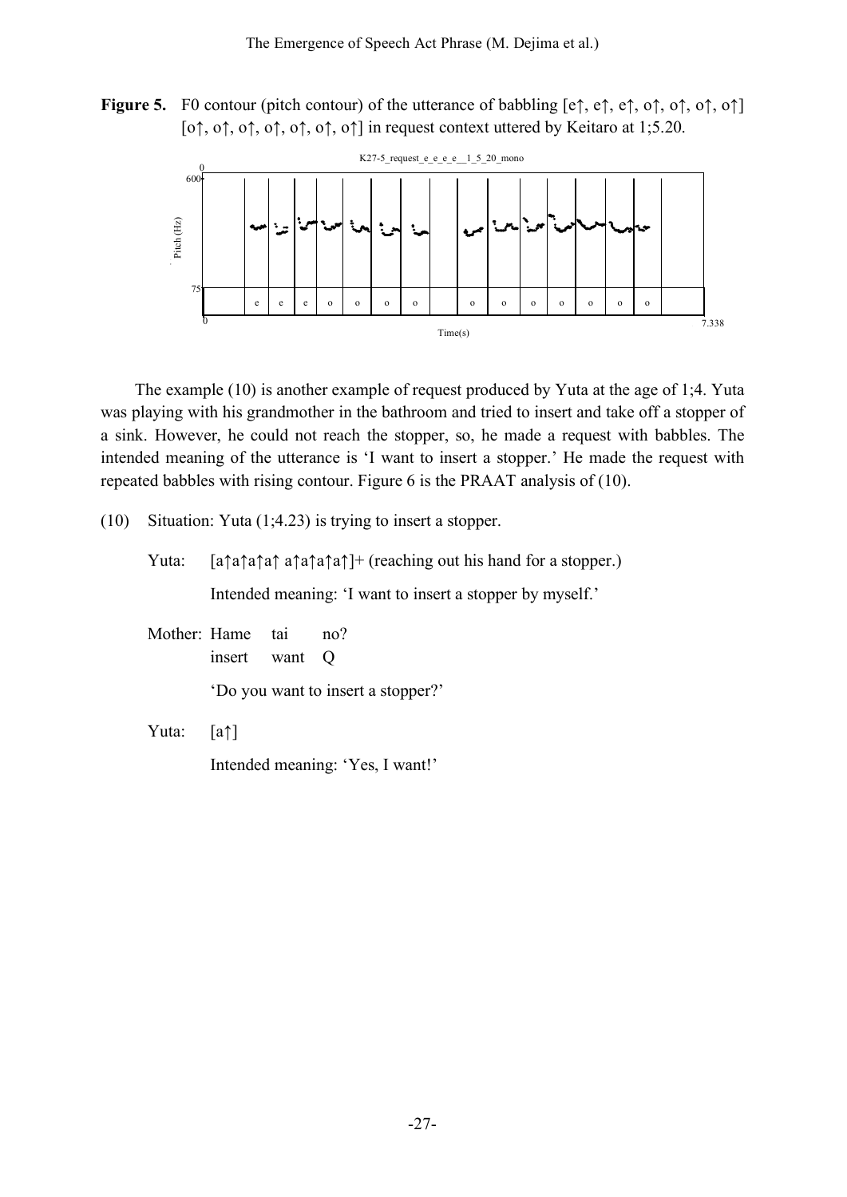**Figure 5.** F0 contour (pitch contour) of the utterance of babbling [e↑, e↑, e↑, o↑, o↑, o↑, o↑] [o↑, o↑, o↑, o↑, o↑, o↑, o↑] in request context uttered by Keitaro at 1;5.20.

The example (10) is another example of request produced by Yuta at the age of 1;4. Yuta was playing with his grandmother in the bathroom and tried to insert and take off a stopper of a sink. However, he could not reach the stopper, so, he made a request with babbles. The intended meaning of the utterance is 'I want to insert a stopper.' He made the request with repeated babbles with rising contour. Figure 6 is the PRAAT analysis of (10).

(10) Situation: Yuta (1;4.23) is trying to insert a stopper.

Yuta: [a↑a↑a↑a↑ a↑a↑a↑a↑]+ (reaching out his hand for a stopper.)

Intended meaning: 'I want to insert a stopper by myself.'

Mother: Hame tai no?
insert want Q

'Do you want to insert a stopper?'

Yuta: [a↑]

Intended meaning: 'Yes, I want!'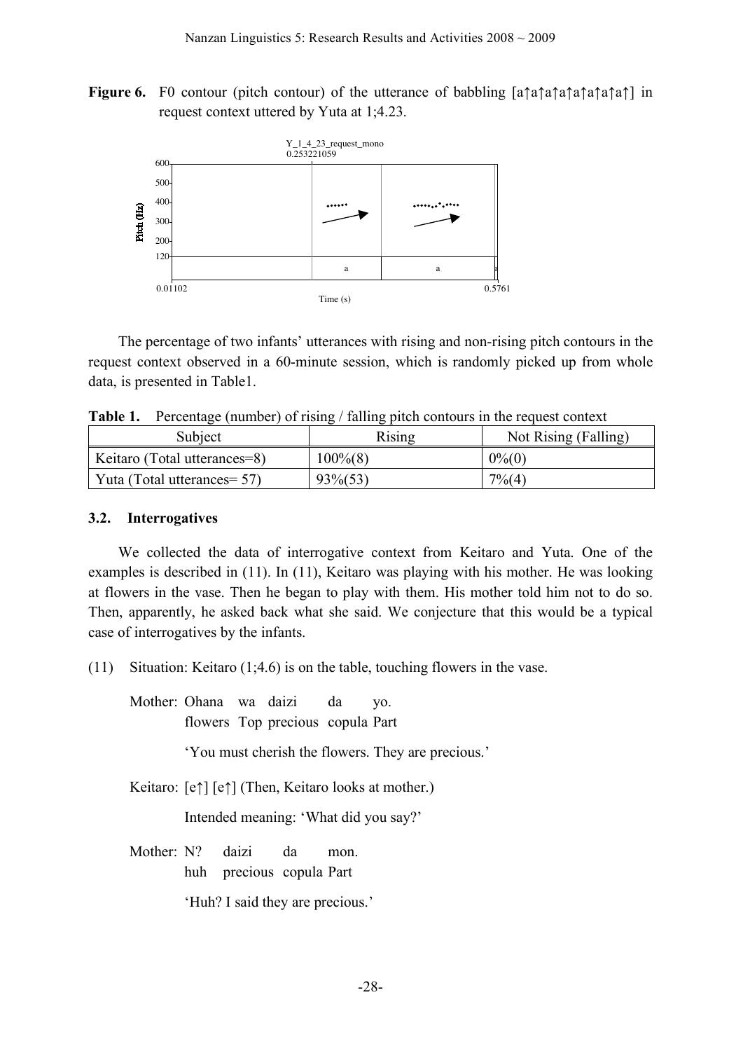**Figure 6.** F0 contour (pitch contour) of the utterance of babbling [a↑a↑a↑a↑a↑a↑a↑a↑] in request context uttered by Yuta at 1;4.23.

The percentage of two infants' utterances with rising and non-rising pitch contours in the request context observed in a 60-minute session, which is randomly picked up from whole data, is presented in Table1.

**Table 1.** Percentage (number) of rising / falling pitch contours in the request context

| Subject | Rising | Not Rising (Falling) |
|---|---|---|
| Keitaro (Total utterances=8) | 100%(8) | 0%(0) |
| Yuta (Total utterances= 57) | 93%(53) | 7%(4) |

### 3.2. Interrogatives

We collected the data of interrogative context from Keitaro and Yuta. One of the examples is described in (11). In (11), Keitaro was playing with his mother. He was looking at flowers in the vase. Then he began to play with them. His mother told him not to do so. Then, apparently, he asked back what she said. We conjecture that this would be a typical case of interrogatives by the infants.

(11) Situation: Keitaro (1;4.6) is on the table, touching flowers in the vase.

Mother: Ohana wa daizi da yo.
flowers Top precious copula Part

'You must cherish the flowers. They are precious.'

Keitaro: [e↑] [e↑] (Then, Keitaro looks at mother.)

Intended meaning: 'What did you say?'

Mother: N? daizi da mon.
huh precious copula Part

'Huh? I said they are precious.'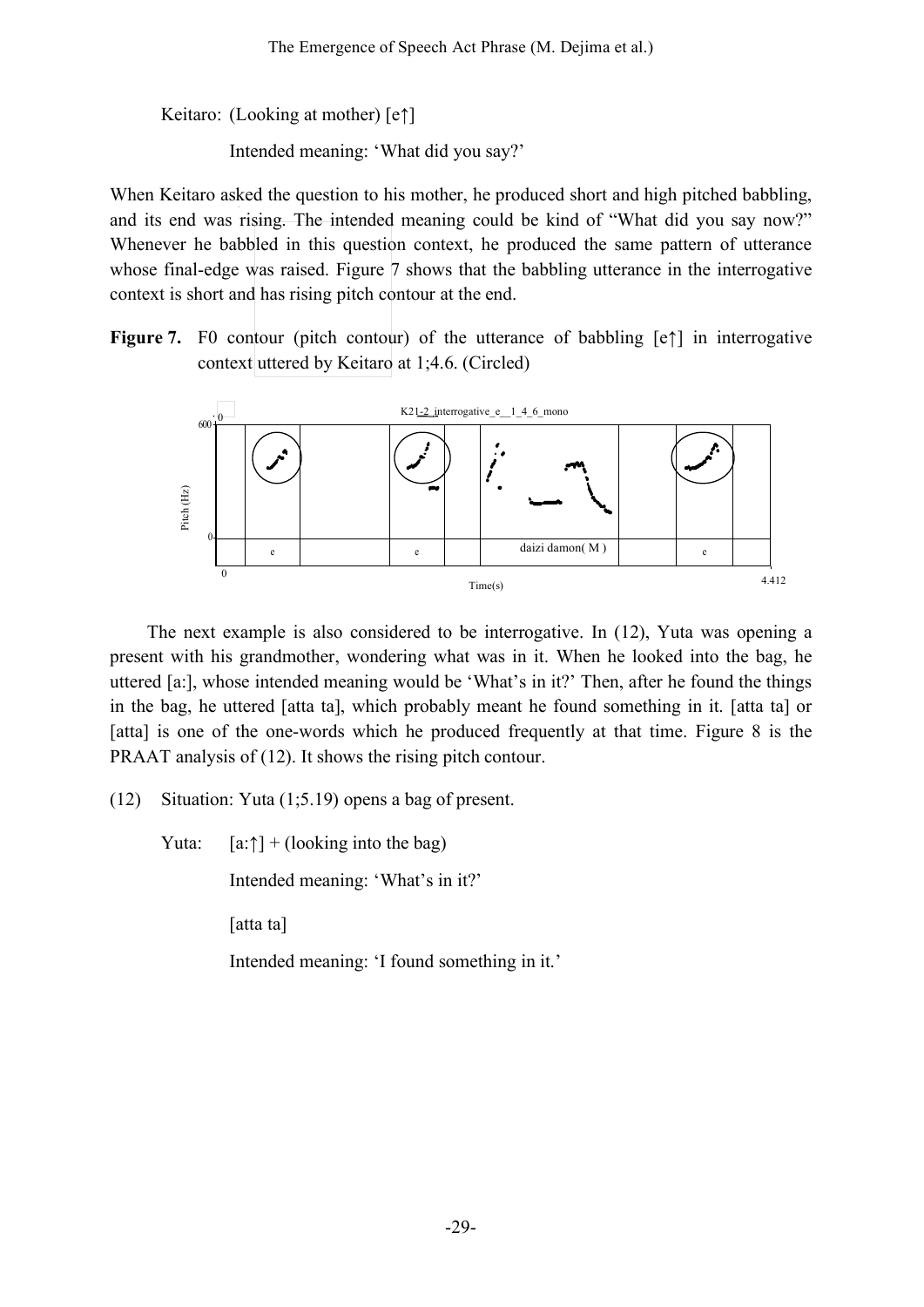Keitaro: (Looking at mother) [e↑]

Intended meaning: 'What did you say?'

When Keitaro asked the question to his mother, he produced short and high pitched babbling, and its end was rising. The intended meaning could be kind of "What did you say now?" Whenever he babbled in this question context, he produced the same pattern of utterance whose final-edge was raised. Figure 7 shows that the babbling utterance in the interrogative context is short and has rising pitch contour at the end.

**Figure 7.** F0 contour (pitch contour) of the utterance of babbling [e↑] in interrogative context uttered by Keitaro at 1;4.6. (Circled)

The next example is also considered to be interrogative. In (12), Yuta was opening a present with his grandmother, wondering what was in it. When he looked into the bag, he uttered [a:], whose intended meaning would be 'What's in it?' Then, after he found the things in the bag, he uttered [atta ta], which probably meant he found something in it. [atta ta] or [atta] is one of the one-words which he produced frequently at that time. Figure 8 is the PRAAT analysis of (12). It shows the rising pitch contour.

(12) Situation: Yuta (1;5.19) opens a bag of present.

Yuta: [a:↑] + (looking into the bag)

Intended meaning: 'What's in it?'

[atta ta]

Intended meaning: 'I found something in it.'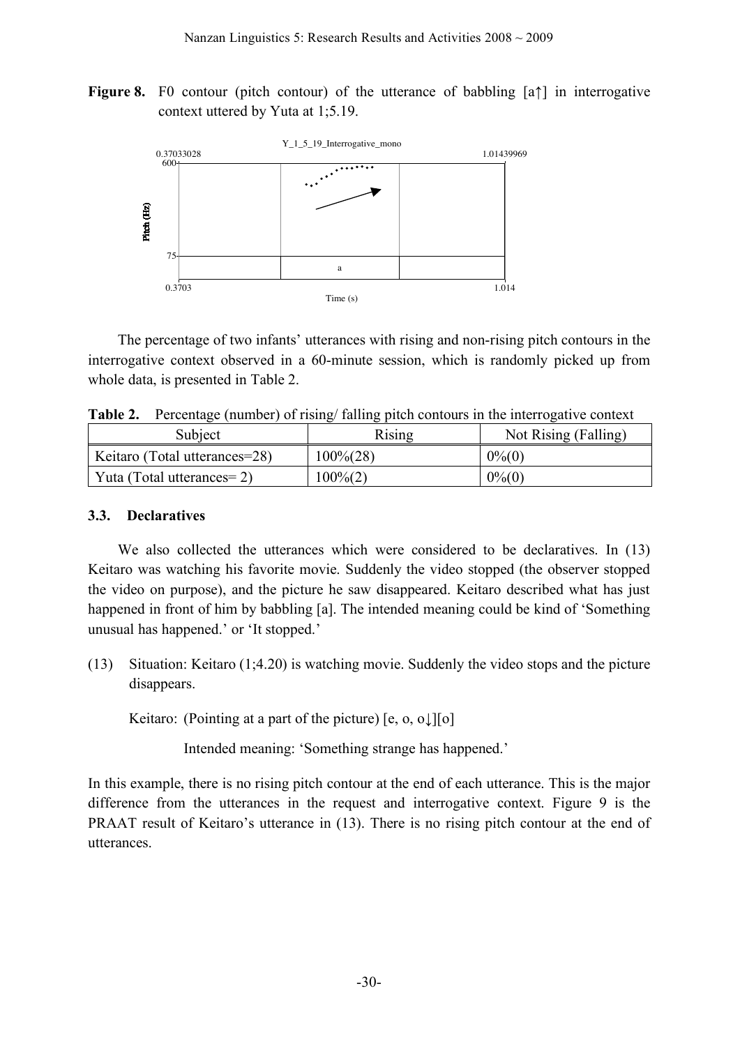**Figure 8.** F0 contour (pitch contour) of the utterance of babbling [a↑] in interrogative context uttered by Yuta at 1;5.19.

The percentage of two infants' utterances with rising and non-rising pitch contours in the interrogative context observed in a 60-minute session, which is randomly picked up from whole data, is presented in Table 2.

**Table 2.** Percentage (number) of rising/ falling pitch contours in the interrogative context

| Subject | Rising | Not Rising (Falling) |
|---|---|---|
| Keitaro (Total utterances=28) | 100%(28) | 0%(0) |
| Yuta (Total utterances= 2) | 100%(2) | 0%(0) |

### 3.3. Declaratives

We also collected the utterances which were considered to be declaratives. In (13) Keitaro was watching his favorite movie. Suddenly the video stopped (the observer stopped the video on purpose), and the picture he saw disappeared. Keitaro described what has just happened in front of him by babbling [a]. The intended meaning could be kind of 'Something unusual has happened.' or 'It stopped.'

(13) Situation: Keitaro (1;4.20) is watching movie. Suddenly the video stops and the picture disappears.

Keitaro: (Pointing at a part of the picture) [e, o, o↓][o]

Intended meaning: 'Something strange has happened.'

In this example, there is no rising pitch contour at the end of each utterance. This is the major difference from the utterances in the request and interrogative context. Figure 9 is the PRAAT result of Keitaro's utterance in (13). There is no rising pitch contour at the end of utterances.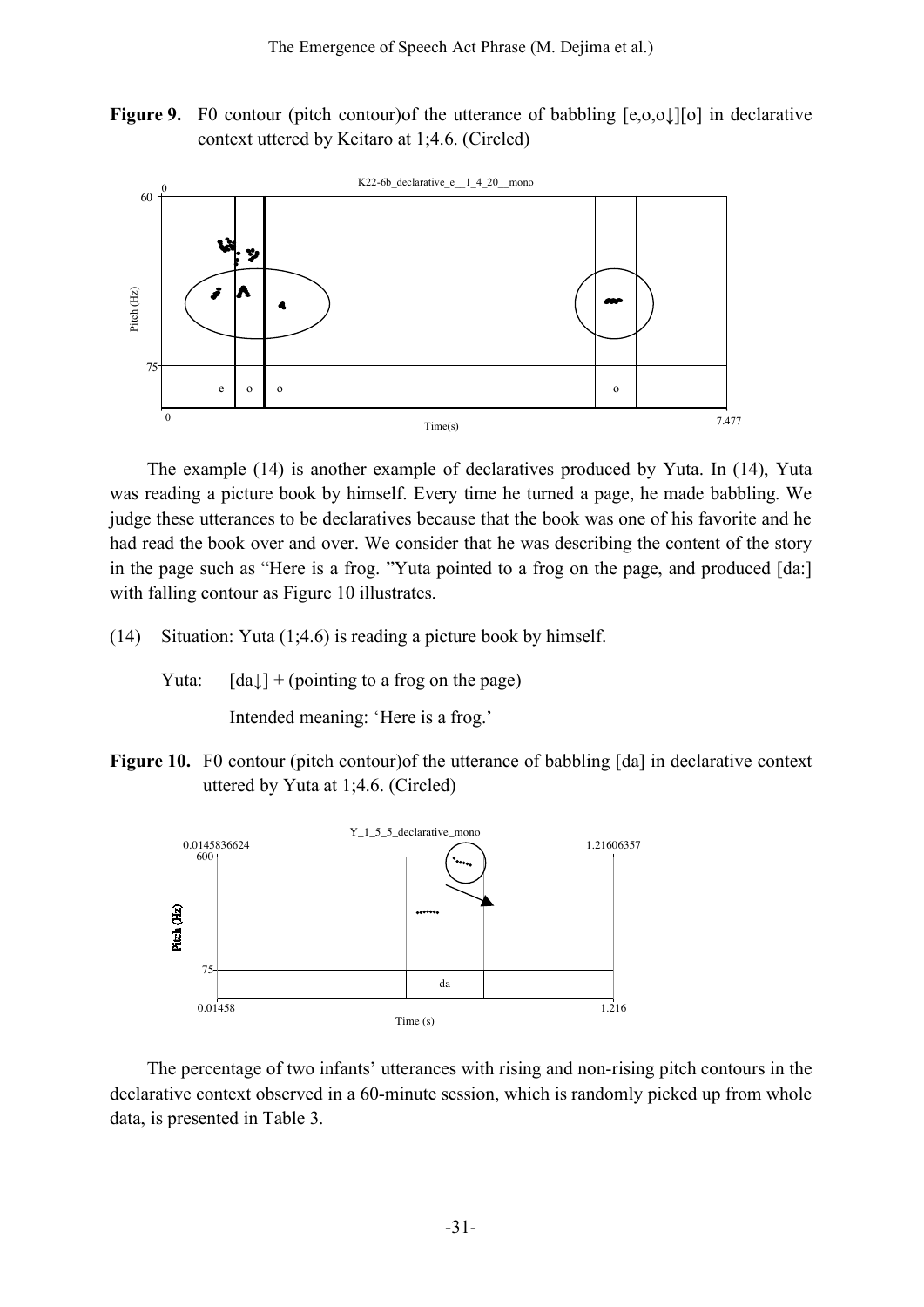**Figure 9.** F0 contour (pitch contour)of the utterance of babbling [e,o,o↓][o] in declarative context uttered by Keitaro at 1;4.6. (Circled)

The example (14) is another example of declaratives produced by Yuta. In (14), Yuta was reading a picture book by himself. Every time he turned a page, he made babbling. We judge these utterances to be declaratives because that the book was one of his favorite and he had read the book over and over. We consider that he was describing the content of the story in the page such as "Here is a frog. "Yuta pointed to a frog on the page, and produced [da:] with falling contour as Figure 10 illustrates.

(14) Situation: Yuta (1;4.6) is reading a picture book by himself.

Yuta: [da↓] + (pointing to a frog on the page)

Intended meaning: 'Here is a frog.'

**Figure 10.** F0 contour (pitch contour)of the utterance of babbling [da] in declarative context uttered by Yuta at 1;4.6. (Circled)

The percentage of two infants' utterances with rising and non-rising pitch contours in the declarative context observed in a 60-minute session, which is randomly picked up from whole data, is presented in Table 3.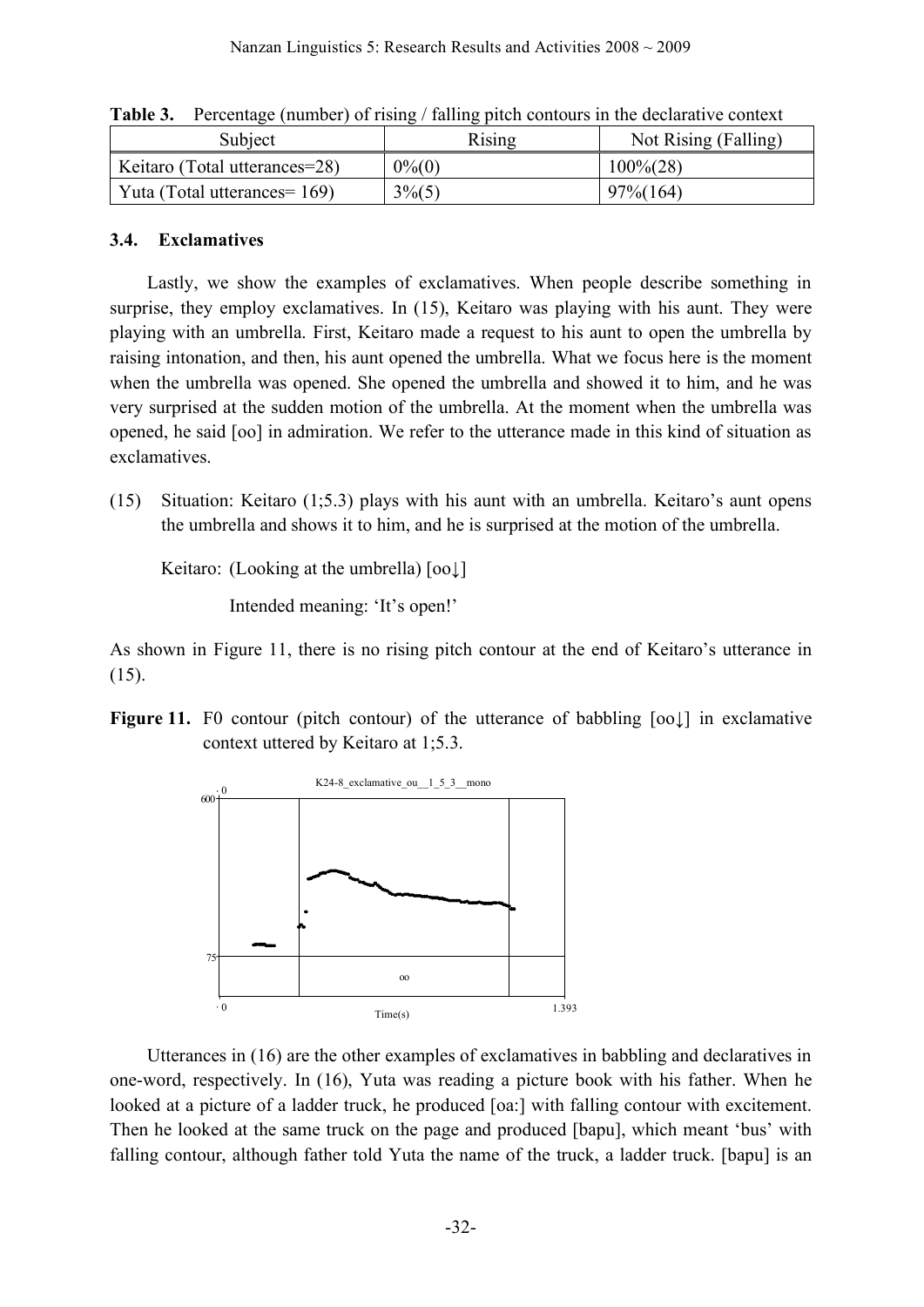**Table 3.** Percentage (number) of rising / falling pitch contours in the declarative context

| Subject | Rising | Not Rising (Falling) |
|---|---|---|
| Keitaro (Total utterances=28) | 0%(0) | 100%(28) |
| Yuta (Total utterances= 169) | 3%(5) | 97%(164) |

### 3.4. Exclamatives

Lastly, we show the examples of exclamatives. When people describe something in surprise, they employ exclamatives. In (15), Keitaro was playing with his aunt. They were playing with an umbrella. First, Keitaro made a request to his aunt to open the umbrella by raising intonation, and then, his aunt opened the umbrella. What we focus here is the moment when the umbrella was opened. She opened the umbrella and showed it to him, and he was very surprised at the sudden motion of the umbrella. At the moment when the umbrella was opened, he said [oo] in admiration. We refer to the utterance made in this kind of situation as exclamatives.

(15) Situation: Keitaro (1;5.3) plays with his aunt with an umbrella. Keitaro's aunt opens the umbrella and shows it to him, and he is surprised at the motion of the umbrella.

Keitaro: (Looking at the umbrella) [oo↓]

Intended meaning: 'It's open!'

As shown in Figure 11, there is no rising pitch contour at the end of Keitaro's utterance in (15).

**Figure 11.** F0 contour (pitch contour) of the utterance of babbling [oo↓] in exclamative context uttered by Keitaro at 1;5.3.

Utterances in (16) are the other examples of exclamatives in babbling and declaratives in one-word, respectively. In (16), Yuta was reading a picture book with his father. When he looked at a picture of a ladder truck, he produced [oa:] with falling contour with excitement. Then he looked at the same truck on the page and produced [bapu], which meant 'bus' with falling contour, although father told Yuta the name of the truck, a ladder truck. [bapu] is an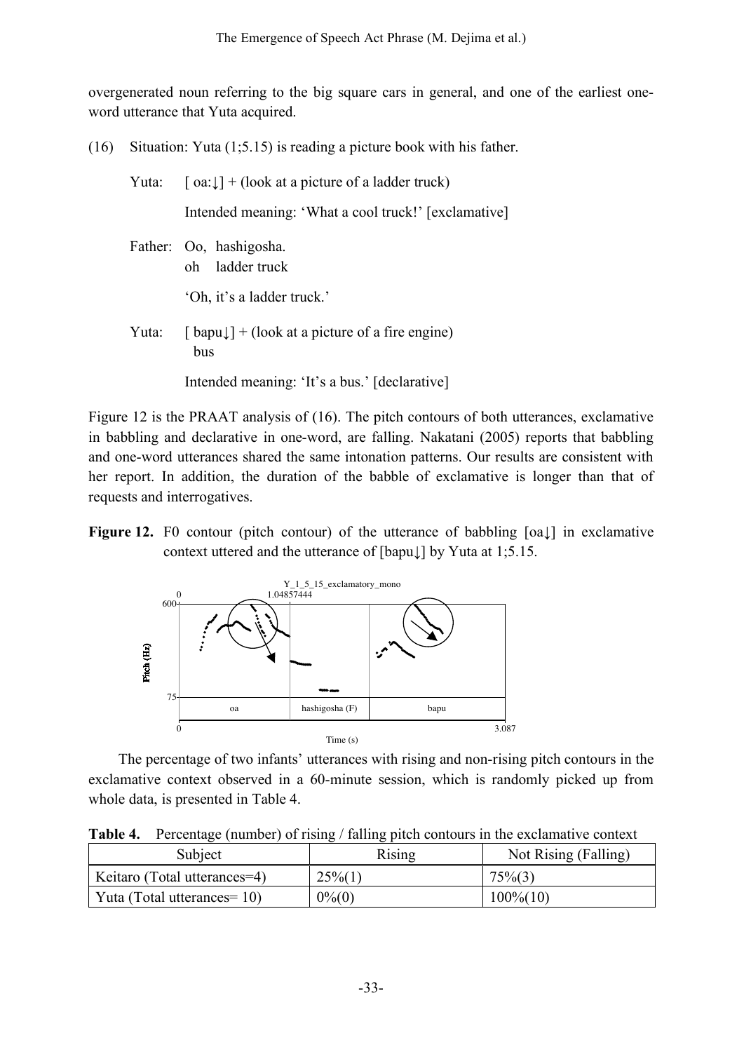overgenerated noun referring to the big square cars in general, and one of the earliest one-word utterance that Yuta acquired.

(16) Situation: Yuta (1;5.15) is reading a picture book with his father.

Yuta: [ oa:↓] + (look at a picture of a ladder truck)

Intended meaning: 'What a cool truck!' [exclamative]

Father: Oo, hashigosha.
oh ladder truck

'Oh, it's a ladder truck.'

Yuta: [ bapu↓] + (look at a picture of a fire engine)
bus

Intended meaning: 'It's a bus.' [declarative]

Figure 12 is the PRAAT analysis of (16). The pitch contours of both utterances, exclamative in babbling and declarative in one-word, are falling. Nakatani (2005) reports that babbling and one-word utterances shared the same intonation patterns. Our results are consistent with her report. In addition, the duration of the babble of exclamative is longer than that of requests and interrogatives.

**Figure 12.** F0 contour (pitch contour) of the utterance of babbling [oa↓] in exclamative context uttered and the utterance of [bapu↓] by Yuta at 1;5.15.

The percentage of two infants' utterances with rising and non-rising pitch contours in the exclamative context observed in a 60-minute session, which is randomly picked up from whole data, is presented in Table 4.

**Table 4.** Percentage (number) of rising / falling pitch contours in the exclamative context

| Subject | Rising | Not Rising (Falling) |
| --- | --- | --- |
| Keitaro (Total utterances=4) | 25%(1) | 75%(3) |
| Yuta (Total utterances= 10) | 0%(0) | 100%(10) |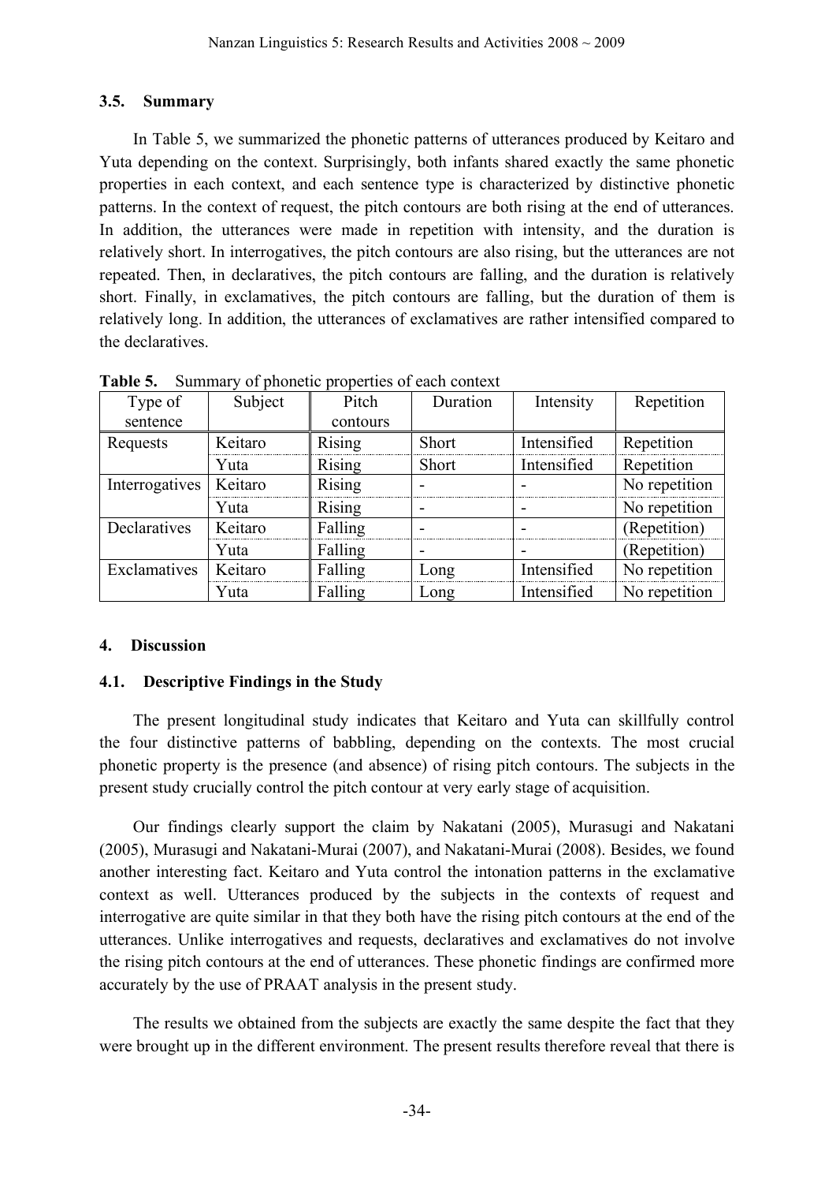### 3.5. Summary

In Table 5, we summarized the phonetic patterns of utterances produced by Keitaro and Yuta depending on the context. Surprisingly, both infants shared exactly the same phonetic properties in each context, and each sentence type is characterized by distinctive phonetic patterns. In the context of request, the pitch contours are both rising at the end of utterances. In addition, the utterances were made in repetition with intensity, and the duration is relatively short. In interrogatives, the pitch contours are also rising, but the utterances are not repeated. Then, in declaratives, the pitch contours are falling, and the duration is relatively short. Finally, in exclamatives, the pitch contours are falling, but the duration of them is relatively long. In addition, the utterances of exclamatives are rather intensified compared to the declaratives.

**Table 5.** Summary of phonetic properties of each context

| Type of sentence | Subject | Pitch contours | Duration | Intensity | Repetition |
|---|---|---|---|---|---|
| Requests | Keitaro | Rising | Short | Intensified | Repetition |
| | Yuta | Rising | Short | Intensified | Repetition |
| Interrogatives | Keitaro | Rising | - | - | No repetition |
| | Yuta | Rising | - | - | No repetition |
| Declaratives | Keitaro | Falling | - | - | (Repetition) |
| | Yuta | Falling | - | - | (Repetition) |
| Exclamatives | Keitaro | Falling | Long | Intensified | No repetition |
| | Yuta | Falling | Long | Intensified | No repetition |

## 4. Discussion

### 4.1. Descriptive Findings in the Study

The present longitudinal study indicates that Keitaro and Yuta can skillfully control the four distinctive patterns of babbling, depending on the contexts. The most crucial phonetic property is the presence (and absence) of rising pitch contours. The subjects in the present study crucially control the pitch contour at very early stage of acquisition.

Our findings clearly support the claim by Nakatani (2005), Murasugi and Nakatani (2005), Murasugi and Nakatani-Murai (2007), and Nakatani-Murai (2008). Besides, we found another interesting fact. Keitaro and Yuta control the intonation patterns in the exclamative context as well. Utterances produced by the subjects in the contexts of request and interrogative are quite similar in that they both have the rising pitch contours at the end of the utterances. Unlike interrogatives and requests, declaratives and exclamatives do not involve the rising pitch contours at the end of utterances. These phonetic findings are confirmed more accurately by the use of PRAAT analysis in the present study.

The results we obtained from the subjects are exactly the same despite the fact that they were brought up in the different environment. The present results therefore reveal that there is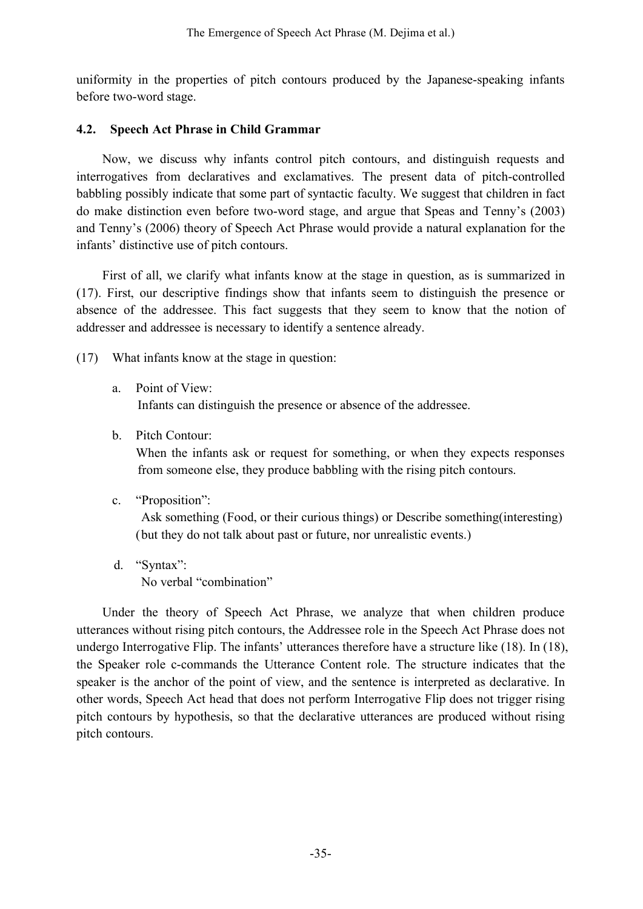uniformity in the properties of pitch contours produced by the Japanese-speaking infants before two-word stage.

### 4.2. Speech Act Phrase in Child Grammar

Now, we discuss why infants control pitch contours, and distinguish requests and interrogatives from declaratives and exclamatives. The present data of pitch-controlled babbling possibly indicate that some part of syntactic faculty. We suggest that children in fact do make distinction even before two-word stage, and argue that Speas and Tenny's (2003) and Tenny's (2006) theory of Speech Act Phrase would provide a natural explanation for the infants' distinctive use of pitch contours.

First of all, we clarify what infants know at the stage in question, as is summarized in (17). First, our descriptive findings show that infants seem to distinguish the presence or absence of the addressee. This fact suggests that they seem to know that the notion of addresser and addressee is necessary to identify a sentence already.

(17) What infants know at the stage in question:

a. Point of View:
   Infants can distinguish the presence or absence of the addressee.

b. Pitch Contour:
   When the infants ask or request for something, or when they expects responses from someone else, they produce babbling with the rising pitch contours.

c. "Proposition":
   Ask something (Food, or their curious things) or Describe something(interesting) (but they do not talk about past or future, nor unrealistic events.)

d. "Syntax":
   No verbal "combination"

Under the theory of Speech Act Phrase, we analyze that when children produce utterances without rising pitch contours, the Addressee role in the Speech Act Phrase does not undergo Interrogative Flip. The infants' utterances therefore have a structure like (18). In (18), the Speaker role c-commands the Utterance Content role. The structure indicates that the speaker is the anchor of the point of view, and the sentence is interpreted as declarative. In other words, Speech Act head that does not perform Interrogative Flip does not trigger rising pitch contours by hypothesis, so that the declarative utterances are produced without rising pitch contours.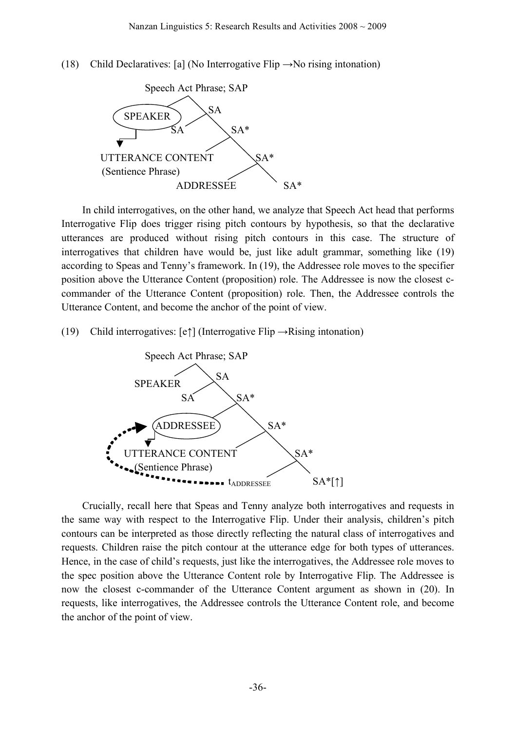(18) Child Declaratives: [a] (No Interrogative Flip →No rising intonation)

Speech Act Phrase; SAP

SPEAKER SA SA SA*

UTTERANCE CONTENT SA*
(Sentience Phrase)
ADDRESSEE SA*

In child interrogatives, on the other hand, we analyze that Speech Act head that performs Interrogative Flip does trigger rising pitch contours by hypothesis, so that the declarative utterances are produced without rising pitch contours in this case. The structure of interrogatives that children have would be, just like adult grammar, something like (19) according to Speas and Tenny's framework. In (19), the Addressee role moves to the specifier position above the Utterance Content (proposition) role. The Addressee is now the closest c-commander of the Utterance Content (proposition) role. Then, the Addressee controls the Utterance Content, and become the anchor of the point of view.

(19) Child interrogatives: [e↑] (Interrogative Flip →Rising intonation)

Speech Act Phrase; SAP

SPEAKER SA SA SA*

ADDRESSEE SA*

UTTERANCE CONTENT SA*
(Sentience Phrase)
$t_{ADDRESSEE}$ SA*[↑]

Crucially, recall here that Speas and Tenny analyze both interrogatives and requests in the same way with respect to the Interrogative Flip. Under their analysis, children's pitch contours can be interpreted as those directly reflecting the natural class of interrogatives and requests. Children raise the pitch contour at the utterance edge for both types of utterances. Hence, in the case of child's requests, just like the interrogatives, the Addressee role moves to the spec position above the Utterance Content role by Interrogative Flip. The Addressee is now the closest c-commander of the Utterance Content argument as shown in (20). In requests, like interrogatives, the Addressee controls the Utterance Content role, and become the anchor of the point of view.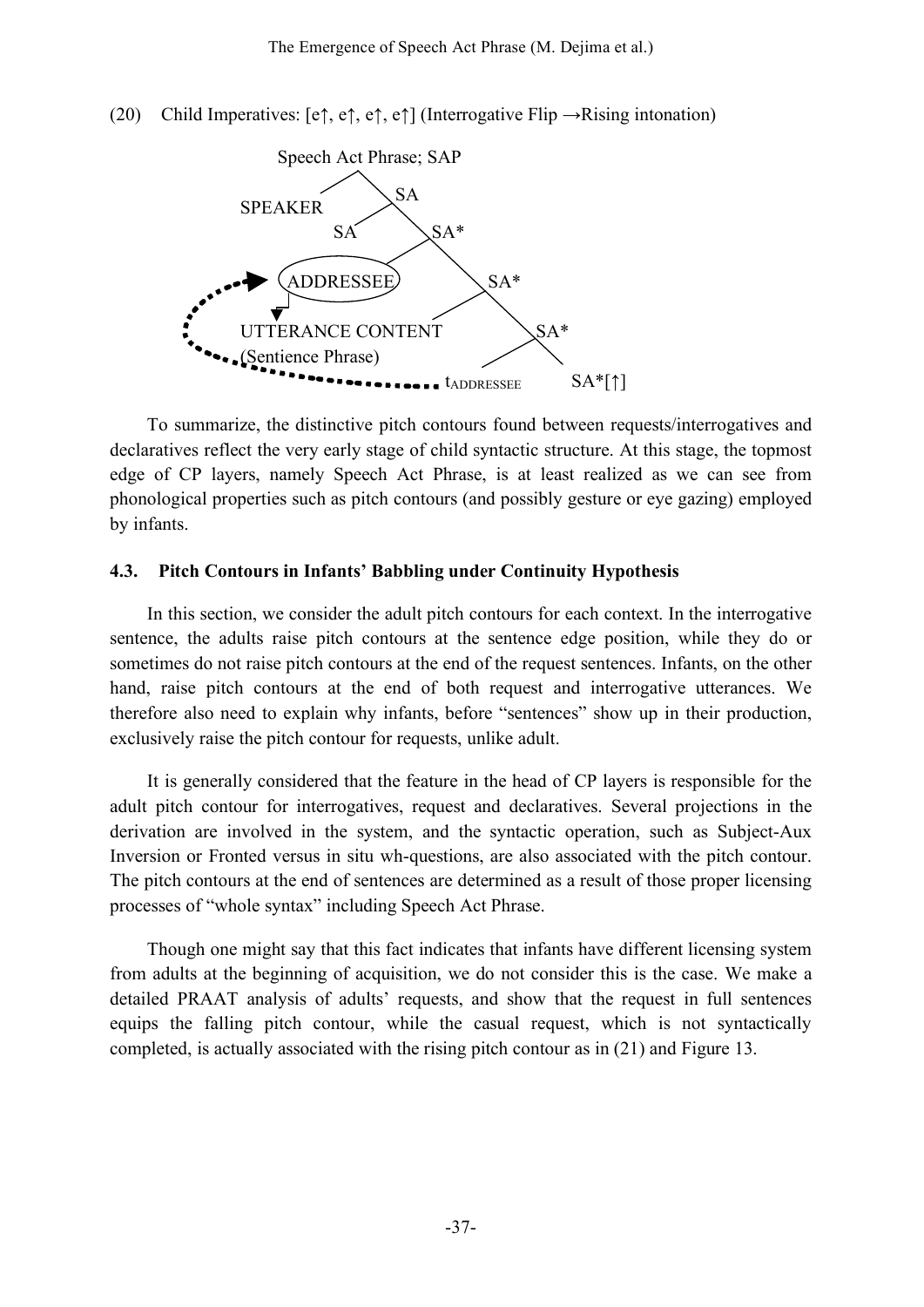(20) Child Imperatives: [e↑, e↑, e↑, e↑] (Interrogative Flip →Rising intonation)

```
Speech Act Phrase; SAP
├── SPEAKER
└── SA
    ├── SA
    └── SA*
        ├── (ADDRESSEE)
        └── SA*
            ├── UTTERANCE CONTENT (Sentience Phrase)
            └── SA*
                ├── t_ADDRESSEE
                └── SA*[↑]
```

To summarize, the distinctive pitch contours found between requests/interrogatives and declaratives reflect the very early stage of child syntactic structure. At this stage, the topmost edge of CP layers, namely Speech Act Phrase, is at least realized as we can see from phonological properties such as pitch contours (and possibly gesture or eye gazing) employed by infants.

### 4.3. Pitch Contours in Infants' Babbling under Continuity Hypothesis

In this section, we consider the adult pitch contours for each context. In the interrogative sentence, the adults raise pitch contours at the sentence edge position, while they do or sometimes do not raise pitch contours at the end of the request sentences. Infants, on the other hand, raise pitch contours at the end of both request and interrogative utterances. We therefore also need to explain why infants, before "sentences" show up in their production, exclusively raise the pitch contour for requests, unlike adult.

It is generally considered that the feature in the head of CP layers is responsible for the adult pitch contour for interrogatives, request and declaratives. Several projections in the derivation are involved in the system, and the syntactic operation, such as Subject-Aux Inversion or Fronted versus in situ wh-questions, are also associated with the pitch contour. The pitch contours at the end of sentences are determined as a result of those proper licensing processes of "whole syntax" including Speech Act Phrase.

Though one might say that this fact indicates that infants have different licensing system from adults at the beginning of acquisition, we do not consider this is the case. We make a detailed PRAAT analysis of adults' requests, and show that the request in full sentences equips the falling pitch contour, while the casual request, which is not syntactically completed, is actually associated with the rising pitch contour as in (21) and Figure 13.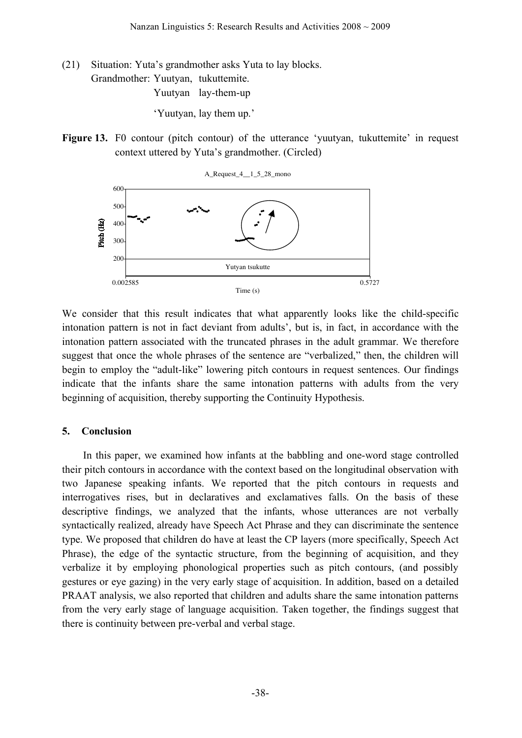(21) Situation: Yuta's grandmother asks Yuta to lay blocks.

Grandmother: Yuutyan, tukuttemite.

Yuutyan lay-them-up

'Yuutyan, lay them up.'

**Figure 13.** F0 contour (pitch contour) of the utterance 'yuutyan, tukuttemite' in request context uttered by Yuta's grandmother. (Circled)

We consider that this result indicates that what apparently looks like the child-specific intonation pattern is not in fact deviant from adults', but is, in fact, in accordance with the intonation pattern associated with the truncated phrases in the adult grammar. We therefore suggest that once the whole phrases of the sentence are "verbalized," then, the children will begin to employ the "adult-like" lowering pitch contours in request sentences. Our findings indicate that the infants share the same intonation patterns with adults from the very beginning of acquisition, thereby supporting the Continuity Hypothesis.

## 5. Conclusion

In this paper, we examined how infants at the babbling and one-word stage controlled their pitch contours in accordance with the context based on the longitudinal observation with two Japanese speaking infants. We reported that the pitch contours in requests and interrogatives rises, but in declaratives and exclamatives falls. On the basis of these descriptive findings, we analyzed that the infants, whose utterances are not verbally syntactically realized, already have Speech Act Phrase and they can discriminate the sentence type. We proposed that children do have at least the CP layers (more specifically, Speech Act Phrase), the edge of the syntactic structure, from the beginning of acquisition, and they verbalize it by employing phonological properties such as pitch contours, (and possibly gestures or eye gazing) in the very early stage of acquisition. In addition, based on a detailed PRAAT analysis, we also reported that children and adults share the same intonation patterns from the very early stage of language acquisition. Taken together, the findings suggest that there is continuity between pre-verbal and verbal stage.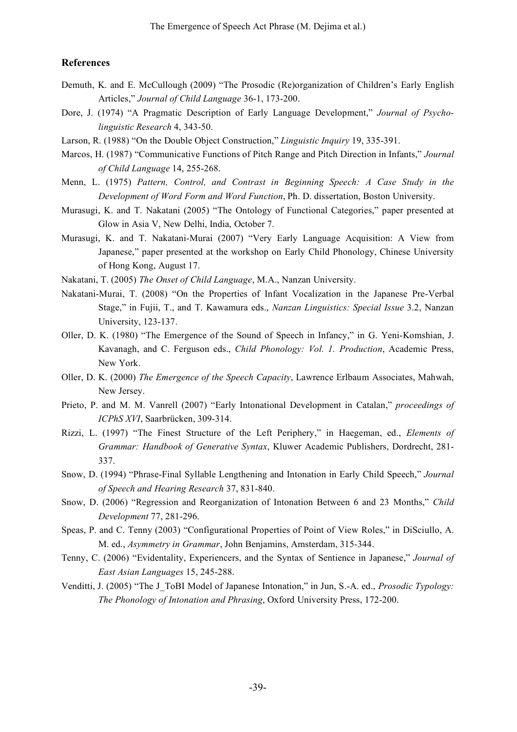## References

Demuth, K. and E. McCullough (2009) "The Prosodic (Re)organization of Children's Early English Articles," *Journal of Child Language* 36-1, 173-200.

Dore, J. (1974) "A Pragmatic Description of Early Language Development," *Journal of Psycholinguistic Research* 4, 343-50.

Larson, R. (1988) "On the Double Object Construction," *Linguistic Inquiry* 19, 335-391.

Marcos, H. (1987) "Communicative Functions of Pitch Range and Pitch Direction in Infants," *Journal of Child Language* 14, 255-268.

Menn, L. (1975) *Pattern, Control, and Contrast in Beginning Speech: A Case Study in the Development of Word Form and Word Function*, Ph. D. dissertation, Boston University.

Murasugi, K. and T. Nakatani (2005) "The Ontology of Functional Categories," paper presented at Glow in Asia V, New Delhi, India, October 7.

Murasugi, K. and T. Nakatani-Murai (2007) "Very Early Language Acquisition: A View from Japanese," paper presented at the workshop on Early Child Phonology, Chinese University of Hong Kong, August 17.

Nakatani, T. (2005) *The Onset of Child Language*, M.A., Nanzan University.

Nakatani-Murai, T. (2008) "On the Properties of Infant Vocalization in the Japanese Pre-Verbal Stage," in Fujii, T., and T. Kawamura eds., *Nanzan Linguistics: Special Issue* 3.2, Nanzan University, 123-137.

Oller, D. K. (1980) "The Emergence of the Sound of Speech in Infancy," in G. Yeni-Komshian, J. Kavanagh, and C. Ferguson eds., *Child Phonology: Vol. 1. Production*, Academic Press, New York.

Oller, D. K. (2000) *The Emergence of the Speech Capacity*, Lawrence Erlbaum Associates, Mahwah, New Jersey.

Prieto, P. and M. M. Vanrell (2007) "Early Intonational Development in Catalan," *proceedings of ICPhS XVI*, Saarbrücken, 309-314.

Rizzi, L. (1997) "The Finest Structure of the Left Periphery," in Haegeman, ed., *Elements of Grammar: Handbook of Generative Syntax*, Kluwer Academic Publishers, Dordrecht, 281-337.

Snow, D. (1994) "Phrase-Final Syllable Lengthening and Intonation in Early Child Speech," *Journal of Speech and Hearing Research* 37, 831-840.

Snow, D. (2006) "Regression and Reorganization of Intonation Between 6 and 23 Months," *Child Development* 77, 281-296.

Speas, P. and C. Tenny (2003) "Configurational Properties of Point of View Roles," in DiSciullo, A. M. ed., *Asymmetry in Grammar*, John Benjamins, Amsterdam, 315-344.

Tenny, C. (2006) "Evidentality, Experiencers, and the Syntax of Sentience in Japanese," *Journal of East Asian Languages* 15, 245-288.

Venditti, J. (2005) "The J_ToBI Model of Japanese Intonation," in Jun, S.-A. ed., *Prosodic Typology: The Phonology of Intonation and Phrasing*, Oxford University Press, 172-200.